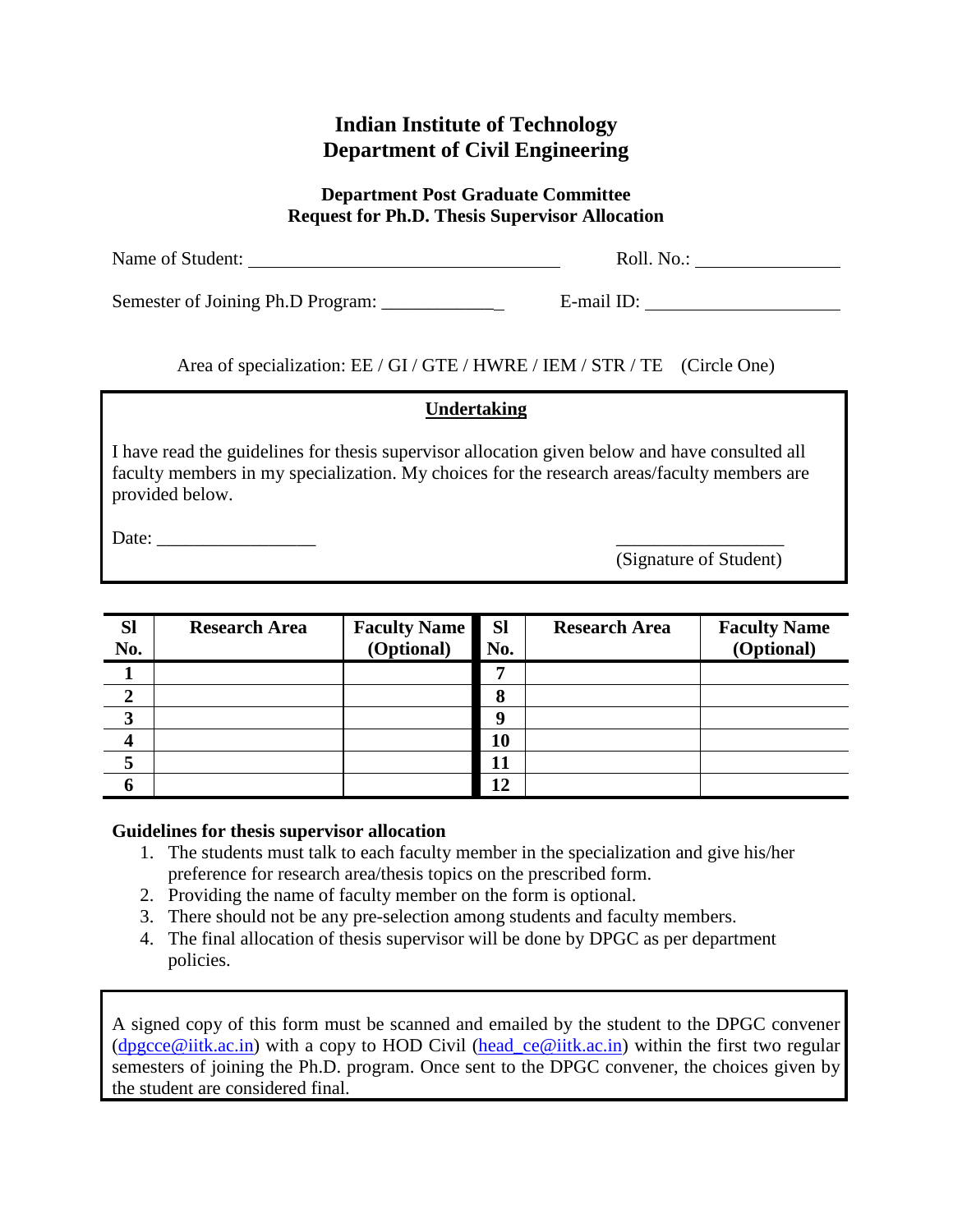# Indian Institute of Technology
# Department of Civil Engineering

### Department Post Graduate Committee
### Request for Ph.D. Thesis Supervisor Allocation

Name of Student: ______________________________ Roll. No.: ______________

Semester of Joining Ph.D Program: ____________ E-mail ID: ____________________

Area of specialization: EE / GI / GTE / HWRE / IEM / STR / TE (Circle One)

**Undertaking**

I have read the guidelines for thesis supervisor allocation given below and have consulted all faculty members in my specialization. My choices for the research areas/faculty members are provided below.

Date: _________________ __________________
(Signature of Student)

| Sl No. | Research Area | Faculty Name (Optional) | Sl No. | Research Area | Faculty Name (Optional) |
|---|---|---|---|---|---|
| 1 | | | 7 | | |
| 2 | | | 8 | | |
| 3 | | | 9 | | |
| 4 | | | 10 | | |
| 5 | | | 11 | | |
| 6 | | | 12 | | |

**Guidelines for thesis supervisor allocation**

1. The students must talk to each faculty member in the specialization and give his/her preference for research area/thesis topics on the prescribed form.
2. Providing the name of faculty member on the form is optional.
3. There should not be any pre-selection among students and faculty members.
4. The final allocation of thesis supervisor will be done by DPGC as per department policies.

A signed copy of this form must be scanned and emailed by the student to the DPGC convener (dpgcce@iitk.ac.in) with a copy to HOD Civil (head_ce@iitk.ac.in) within the first two regular semesters of joining the Ph.D. program. Once sent to the DPGC convener, the choices given by the student are considered final.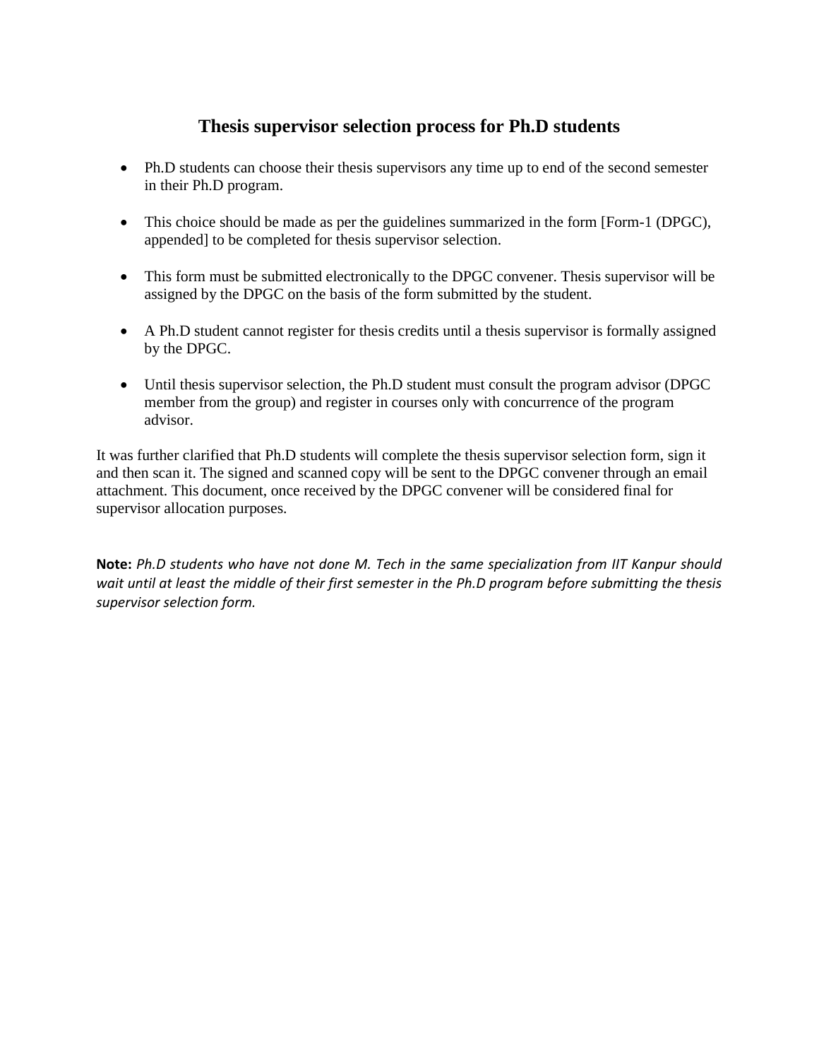# Thesis supervisor selection process for Ph.D students

- Ph.D students can choose their thesis supervisors any time up to end of the second semester in their Ph.D program.
- This choice should be made as per the guidelines summarized in the form [Form-1 (DPGC), appended] to be completed for thesis supervisor selection.
- This form must be submitted electronically to the DPGC convener. Thesis supervisor will be assigned by the DPGC on the basis of the form submitted by the student.
- A Ph.D student cannot register for thesis credits until a thesis supervisor is formally assigned by the DPGC.
- Until thesis supervisor selection, the Ph.D student must consult the program advisor (DPGC member from the group) and register in courses only with concurrence of the program advisor.

It was further clarified that Ph.D students will complete the thesis supervisor selection form, sign it and then scan it. The signed and scanned copy will be sent to the DPGC convener through an email attachment. This document, once received by the DPGC convener will be considered final for supervisor allocation purposes.

**Note:** *Ph.D students who have not done M. Tech in the same specialization from IIT Kanpur should wait until at least the middle of their first semester in the Ph.D program before submitting the thesis supervisor selection form.*